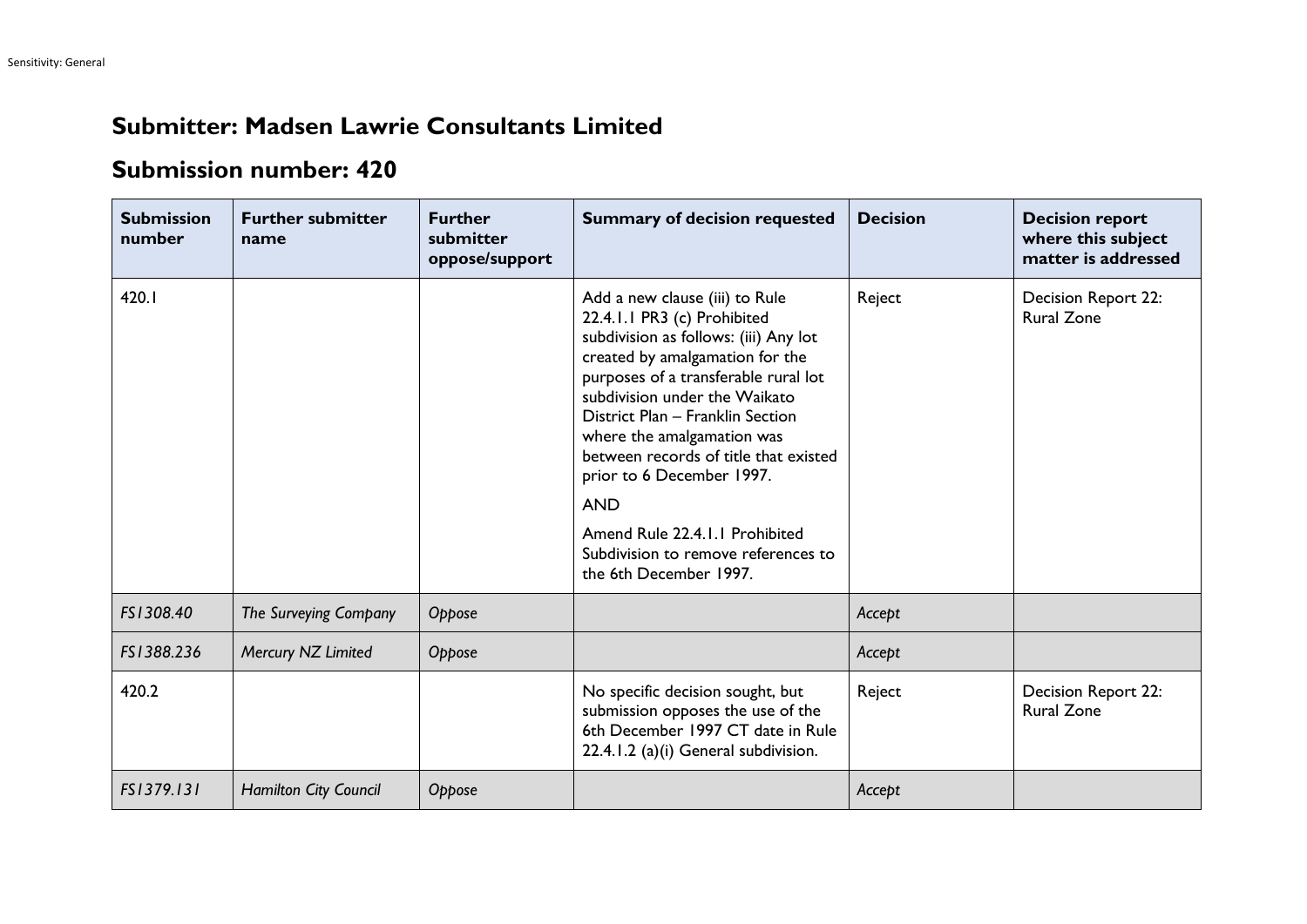## Submitter: Madsen Lawrie Consultants Limited

## Submission number: 420

| Submission number | Further submitter name | Further submitter oppose/support | Summary of decision requested | Decision | Decision report where this subject matter is addressed |
|---|---|---|---|---|---|
| 420.1 | | | Add a new clause (iii) to Rule 22.4.1.1 PR3 (c) Prohibited subdivision as follows: (iii) Any lot created by amalgamation for the purposes of a transferable rural lot subdivision under the Waikato District Plan – Franklin Section where the amalgamation was between records of title that existed prior to 6 December 1997.<br><br>AND<br><br>Amend Rule 22.4.1.1 Prohibited Subdivision to remove references to the 6th December 1997. | Reject | Decision Report 22: Rural Zone |
| *FS1308.40* | *The Surveying Company* | *Oppose* | | *Accept* | |
| *FS1388.236* | *Mercury NZ Limited* | *Oppose* | | *Accept* | |
| 420.2 | | | No specific decision sought, but submission opposes the use of the 6th December 1997 CT date in Rule 22.4.1.2 (a)(i) General subdivision. | Reject | Decision Report 22: Rural Zone |
| *FS1379.131* | *Hamilton City Council* | *Oppose* | | *Accept* | |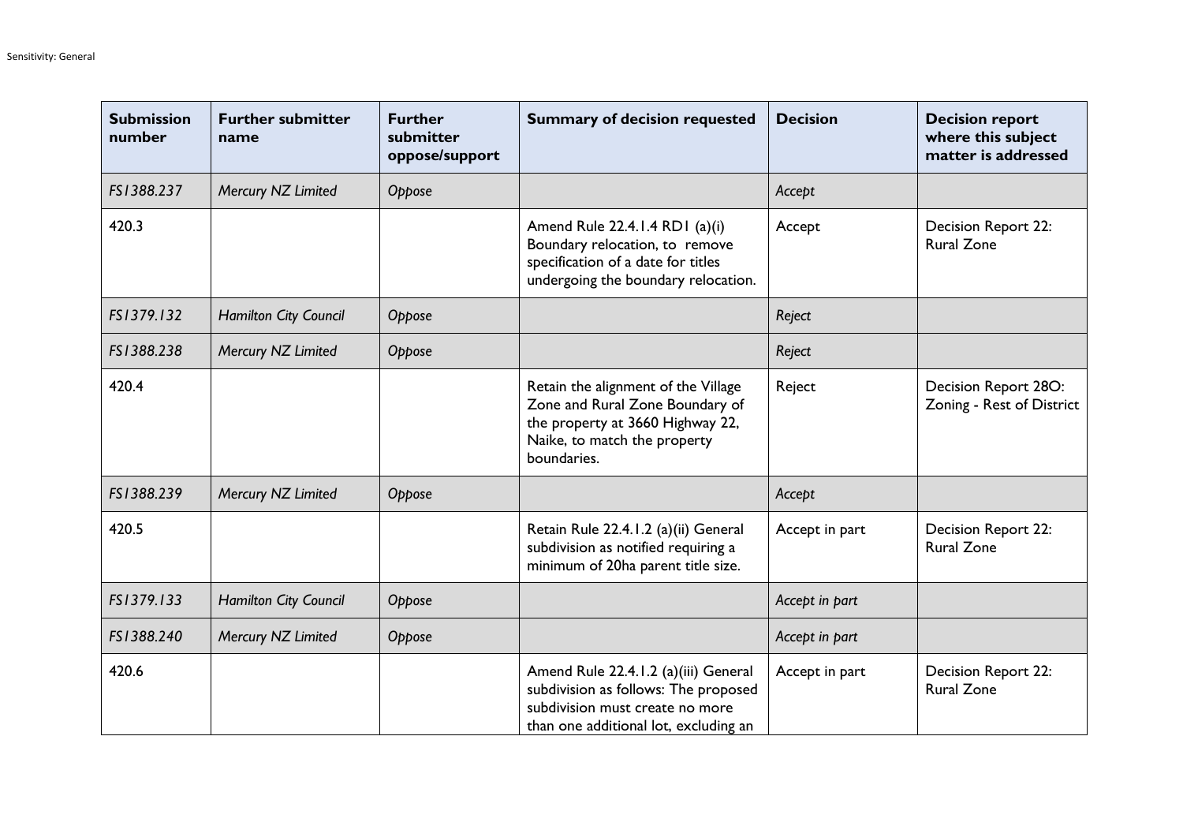| Submission number | Further submitter name | Further submitter oppose/support | Summary of decision requested | Decision | Decision report where this subject matter is addressed |
|---|---|---|---|---|---|
| *FS1388.237* | *Mercury NZ Limited* | *Oppose* | | *Accept* | |
| 420.3 | | | Amend Rule 22.4.1.4 RD1 (a)(i) Boundary relocation, to remove specification of a date for titles undergoing the boundary relocation. | Accept | Decision Report 22: Rural Zone |
| *FS1379.132* | *Hamilton City Council* | *Oppose* | | *Reject* | |
| *FS1388.238* | *Mercury NZ Limited* | *Oppose* | | *Reject* | |
| 420.4 | | | Retain the alignment of the Village Zone and Rural Zone Boundary of the property at 3660 Highway 22, Naike, to match the property boundaries. | Reject | Decision Report 28O: Zoning - Rest of District |
| *FS1388.239* | *Mercury NZ Limited* | *Oppose* | | *Accept* | |
| 420.5 | | | Retain Rule 22.4.1.2 (a)(ii) General subdivision as notified requiring a minimum of 20ha parent title size. | Accept in part | Decision Report 22: Rural Zone |
| *FS1379.133* | *Hamilton City Council* | *Oppose* | | *Accept in part* | |
| *FS1388.240* | *Mercury NZ Limited* | *Oppose* | | *Accept in part* | |
| 420.6 | | | Amend Rule 22.4.1.2 (a)(iii) General subdivision as follows: The proposed subdivision must create no more than one additional lot, excluding an | Accept in part | Decision Report 22: Rural Zone |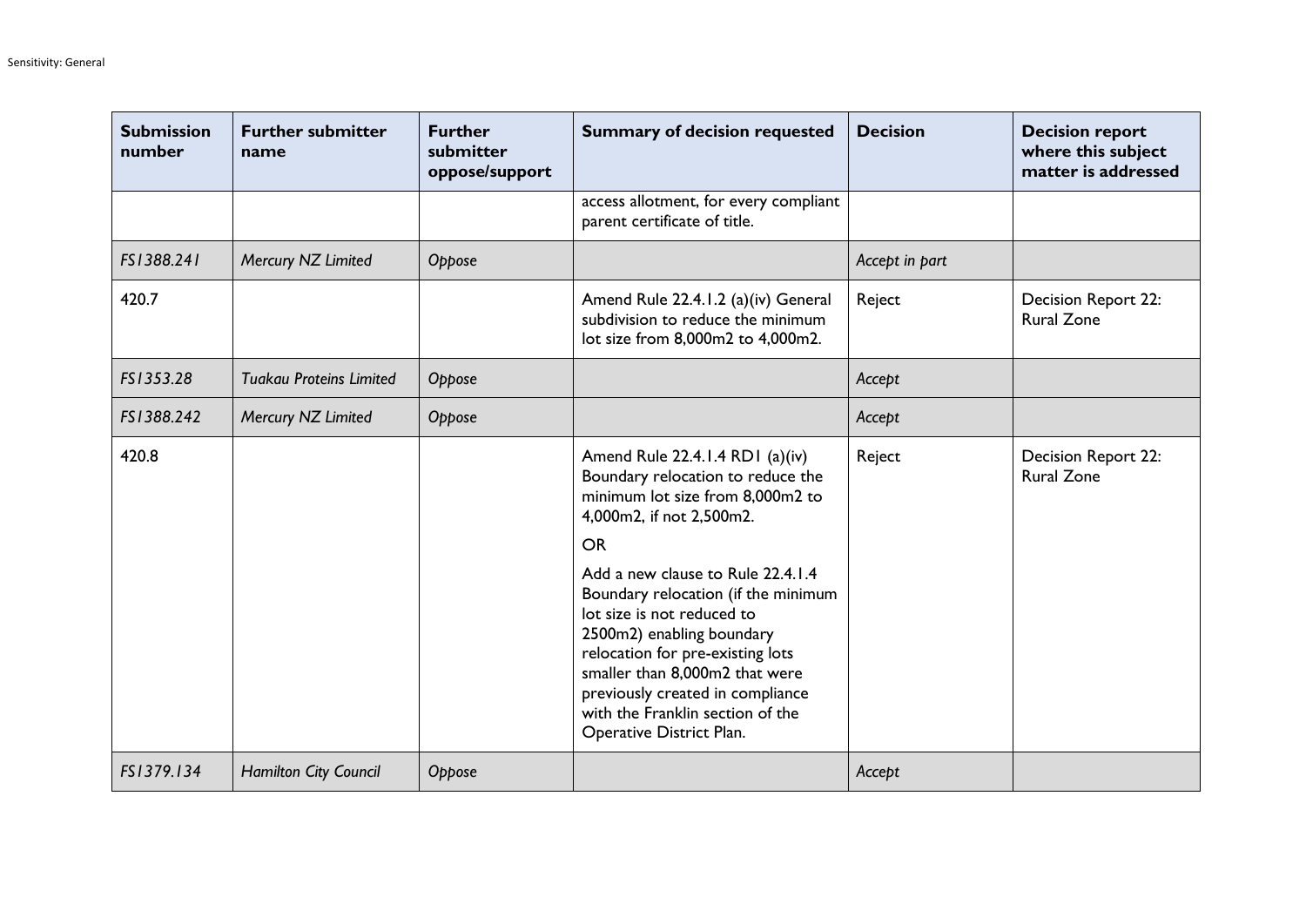| Submission number | Further submitter name | Further submitter oppose/support | Summary of decision requested | Decision | Decision report where this subject matter is addressed |
|---|---|---|---|---|---|
| | | | access allotment, for every compliant parent certificate of title. | | |
| *FS1388.241* | *Mercury NZ Limited* | *Oppose* | | *Accept in part* | |
| 420.7 | | | Amend Rule 22.4.1.2 (a)(iv) General subdivision to reduce the minimum lot size from 8,000m2 to 4,000m2. | Reject | Decision Report 22: Rural Zone |
| *FS1353.28* | *Tuakau Proteins Limited* | *Oppose* | | *Accept* | |
| *FS1388.242* | *Mercury NZ Limited* | *Oppose* | | *Accept* | |
| 420.8 | | | Amend Rule 22.4.1.4 RD1 (a)(iv) Boundary relocation to reduce the minimum lot size from 8,000m2 to 4,000m2, if not 2,500m2. <br><br> OR <br><br> Add a new clause to Rule 22.4.1.4 Boundary relocation (if the minimum lot size is not reduced to 2500m2) enabling boundary relocation for pre-existing lots smaller than 8,000m2 that were previously created in compliance with the Franklin section of the Operative District Plan. | Reject | Decision Report 22: Rural Zone |
| *FS1379.134* | *Hamilton City Council* | *Oppose* | | *Accept* | |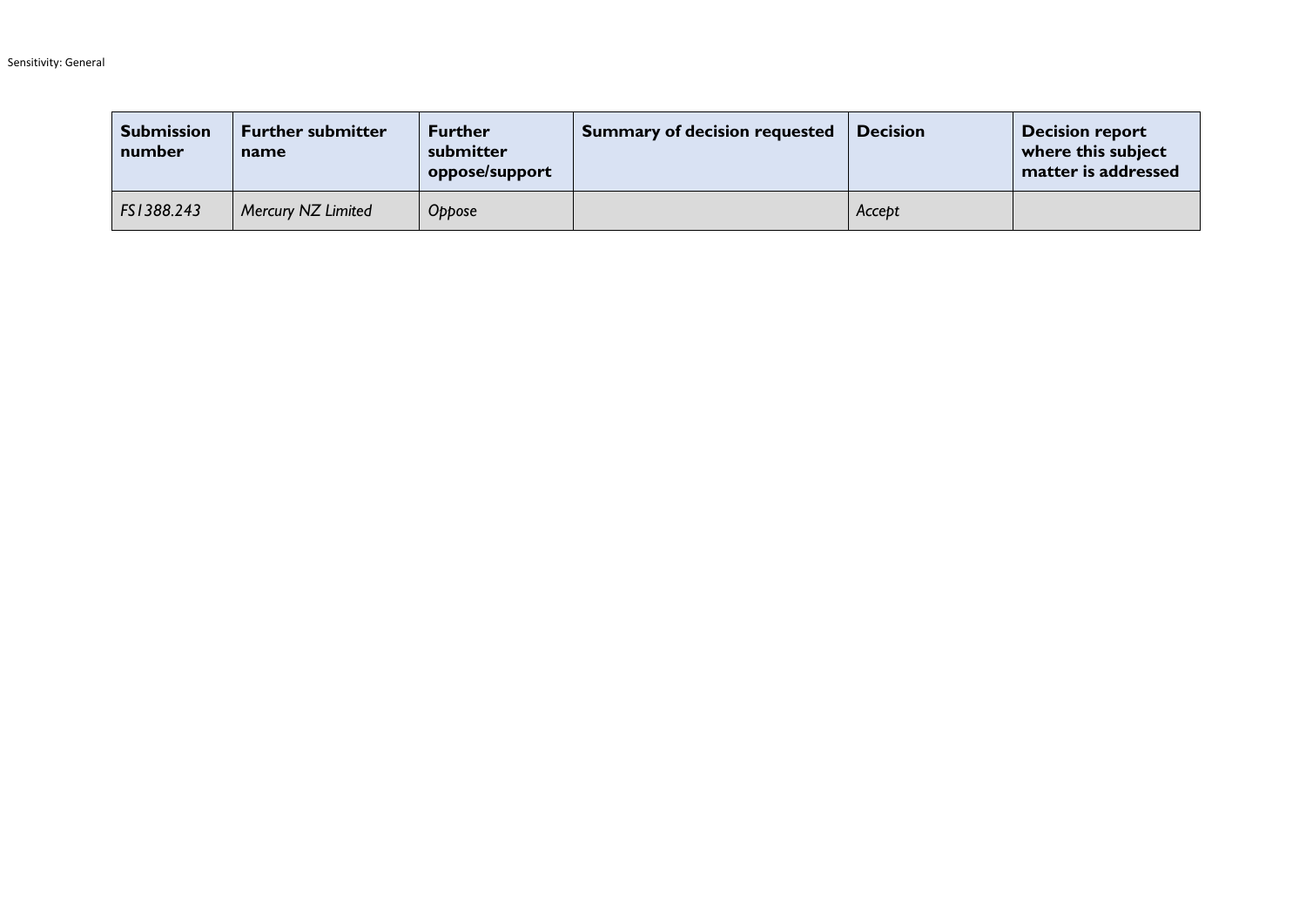| Submission number | Further submitter name | Further submitter oppose/support | Summary of decision requested | Decision | Decision report where this subject matter is addressed |
|---|---|---|---|---|---|
| *FS1388.243* | *Mercury NZ Limited* | *Oppose* | | *Accept* | |